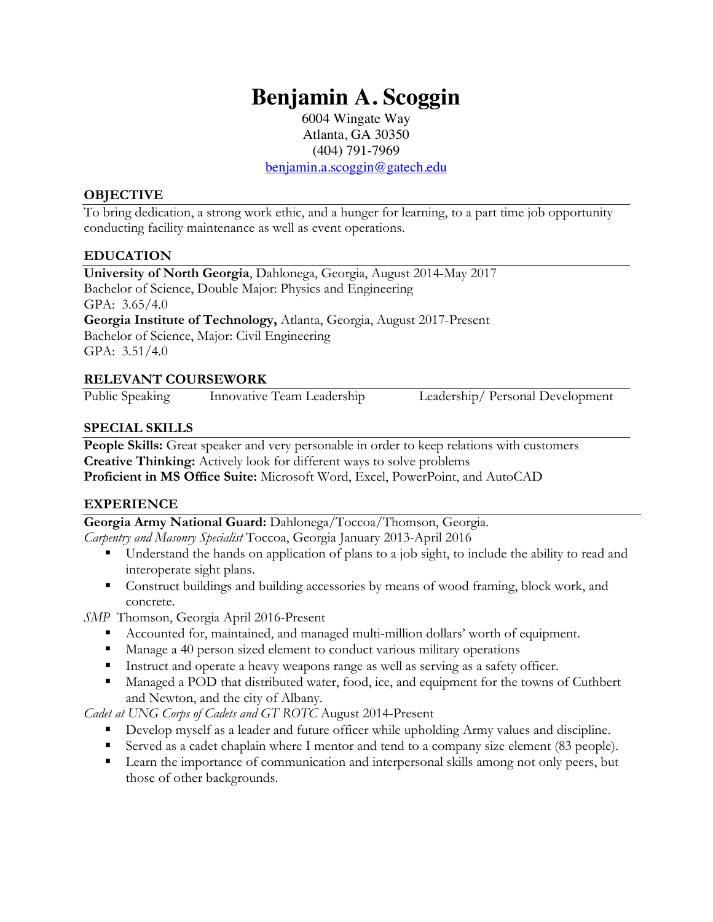# Benjamin A. Scoggin

6004 Wingate Way
Atlanta, GA 30350
(404) 791-7969
benjamin.a.scoggin@gatech.edu

## OBJECTIVE

To bring dedication, a strong work ethic, and a hunger for learning, to a part time job opportunity conducting facility maintenance as well as event operations.

## EDUCATION

**University of North Georgia**, Dahlonega, Georgia, August 2014-May 2017
Bachelor of Science, Double Major: Physics and Engineering
GPA: 3.65/4.0

**Georgia Institute of Technology,** Atlanta, Georgia, August 2017-Present
Bachelor of Science, Major: Civil Engineering
GPA: 3.51/4.0

## RELEVANT COURSEWORK

Public Speaking    Innovative Team Leadership    Leadership/ Personal Development

## SPECIAL SKILLS

**People Skills:** Great speaker and very personable in order to keep relations with customers
**Creative Thinking:** Actively look for different ways to solve problems
**Proficient in MS Office Suite:** Microsoft Word, Excel, PowerPoint, and AutoCAD

## EXPERIENCE

**Georgia Army National Guard:** Dahlonega/Toccoa/Thomson, Georgia.

*Carpentry and Masonry Specialist* Toccoa, Georgia January 2013-April 2016

- Understand the hands on application of plans to a job sight, to include the ability to read and interoperate sight plans.
- Construct buildings and building accessories by means of wood framing, block work, and concrete.

*SMP* Thomson, Georgia April 2016-Present

- Accounted for, maintained, and managed multi-million dollars' worth of equipment.
- Manage a 40 person sized element to conduct various military operations
- Instruct and operate a heavy weapons range as well as serving as a safety officer.
- Managed a POD that distributed water, food, ice, and equipment for the towns of Cuthbert and Newton, and the city of Albany.

*Cadet at UNG Corps of Cadets and GT ROTC* August 2014-Present

- Develop myself as a leader and future officer while upholding Army values and discipline.
- Served as a cadet chaplain where I mentor and tend to a company size element (83 people).
- Learn the importance of communication and interpersonal skills among not only peers, but those of other backgrounds.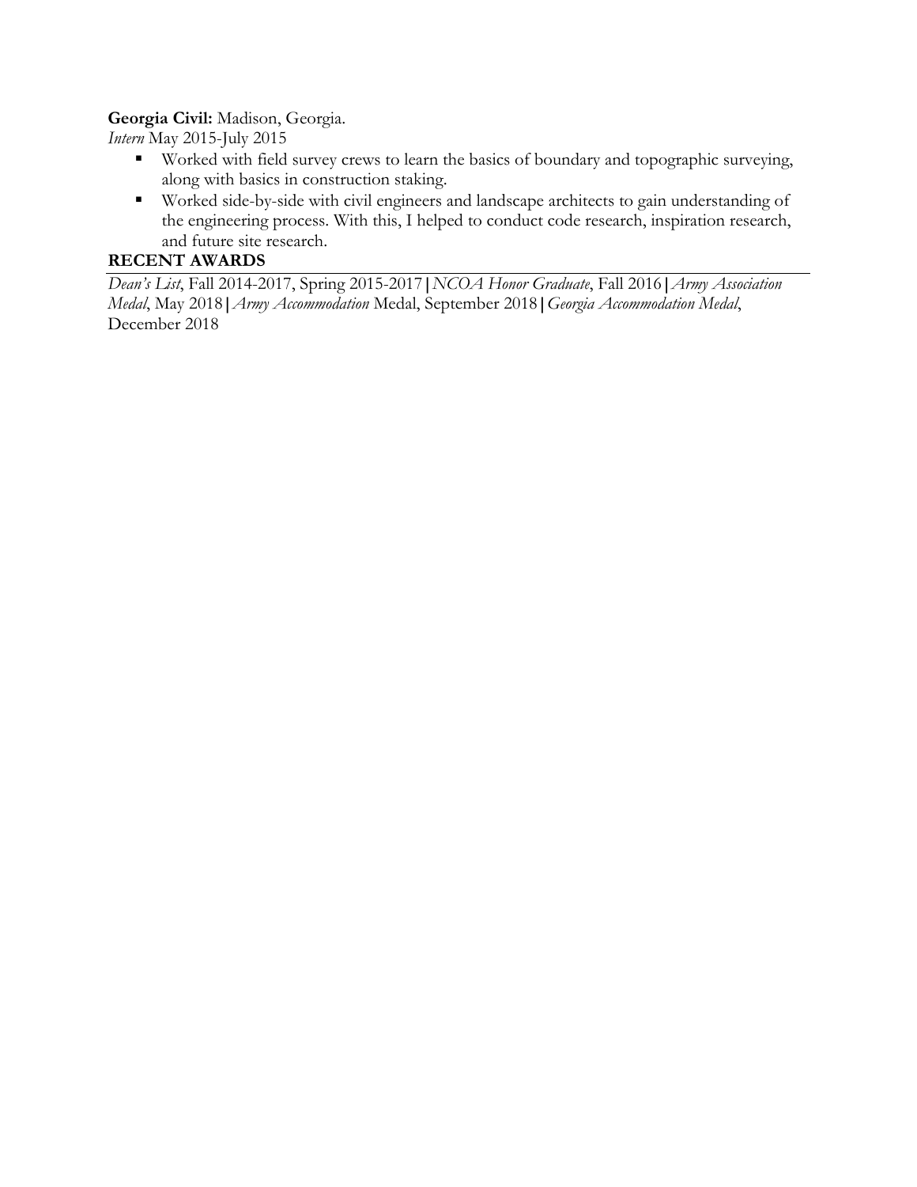**Georgia Civil:** Madison, Georgia.
*Intern* May 2015-July 2015

- Worked with field survey crews to learn the basics of boundary and topographic surveying, along with basics in construction staking.
- Worked side-by-side with civil engineers and landscape architects to gain understanding of the engineering process. With this, I helped to conduct code research, inspiration research, and future site research.

## RECENT AWARDS

*Dean's List*, Fall 2014-2017, Spring 2015-2017 **|** *NCOA Honor Graduate*, Fall 2016 **|** *Army Association Medal*, May 2018 **|** *Army Accommodation* Medal, September 2018 **|** *Georgia Accommodation Medal*, December 2018